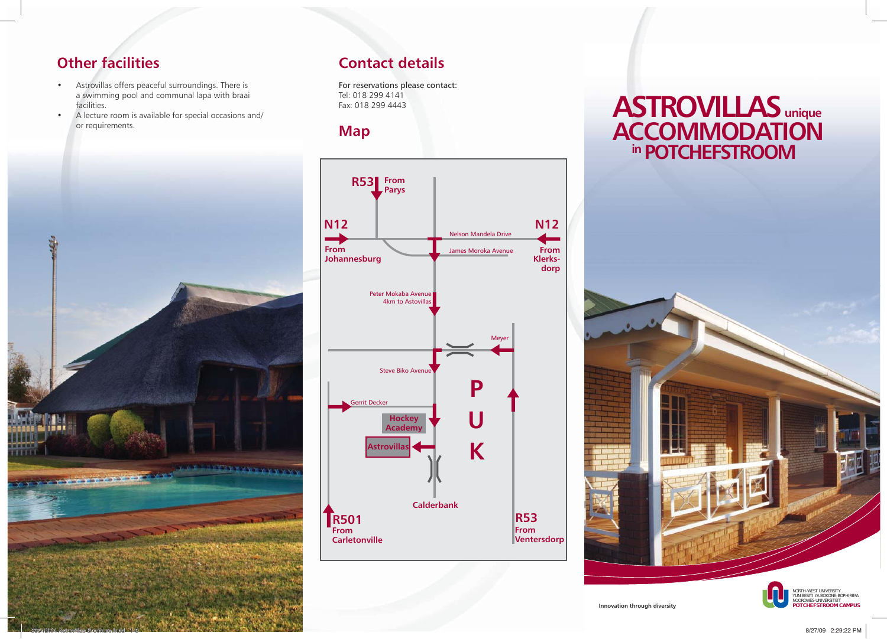## Other facilities

- Astrovillas offers peaceful surroundings. There is a swimming pool and communal lapa with braai facilities.
- A lecture room is available for special occasions and/or requirements.

## Contact details

For reservations please contact:
Tel: 018 299 4141
Fax: 018 299 4443

## Map

R53 From Parys

N12 From Johannesburg

N12 From Klerksdorp

Nelson Mandela Drive

James Moroka Avenue

Peter Mokaba Avenue 4km to Astovillas

Meyer

Steve Biko Avenue

Gerrit Decker

Hockey Academy

Astrovillas

PUK

Calderbank

R501 From Carletonville

R53 From Ventersdorp

# ASTROVILLAS unique ACCOMMODATION in POTCHEFSTROOM

Innovation through diversity

NORTH-WEST UNIVERSITY
YUNIBESITI YA BOKONE-BOPHIRIMA
NOORDWES-UNIVERSITEIT
**POTCHEFSTROOM CAMPUS**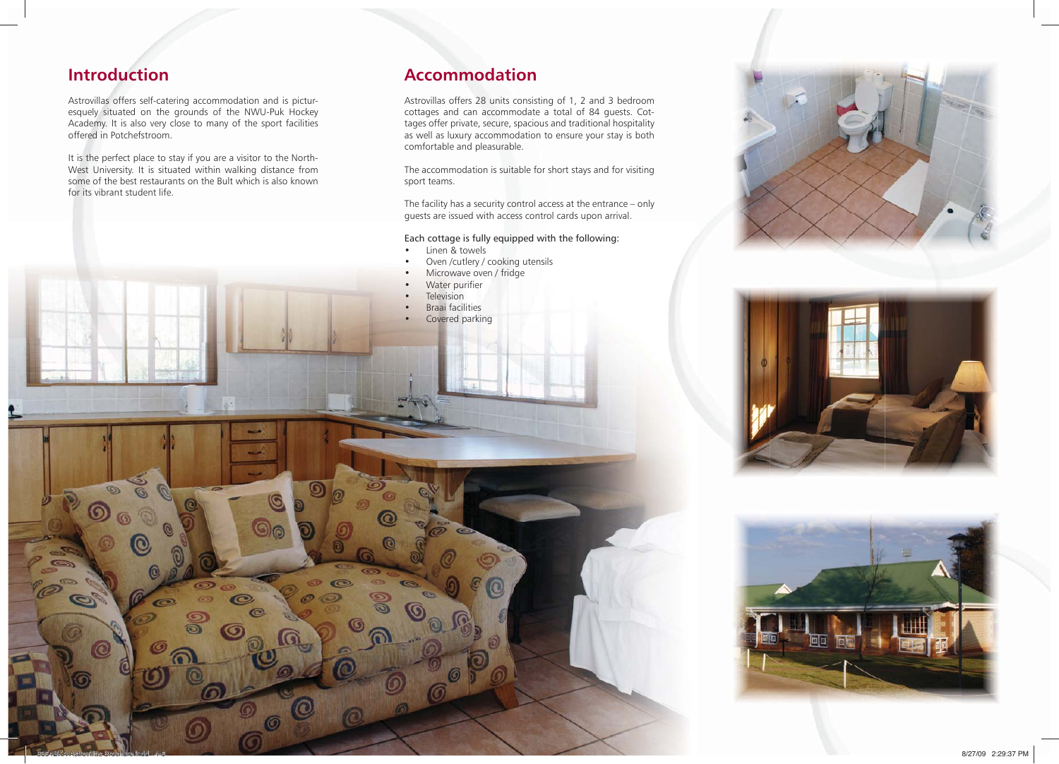## Introduction

Astrovillas offers self-catering accommodation and is picturesquely situated on the grounds of the NWU-Puk Hockey Academy. It is also very close to many of the sport facilities offered in Potchefstroom.

It is the perfect place to stay if you are a visitor to the North-West University. It is situated within walking distance from some of the best restaurants on the Bult which is also known for its vibrant student life.

## Accommodation

Astrovillas offers 28 units consisting of 1, 2 and 3 bedroom cottages and can accommodate a total of 84 guests. Cottages offer private, secure, spacious and traditional hospitality as well as luxury accommodation to ensure your stay is both comfortable and pleasurable.

The accommodation is suitable for short stays and for visiting sport teams.

The facility has a security control access at the entrance – only guests are issued with access control cards upon arrival.

Each cottage is fully equipped with the following:

- Linen & towels
- Oven /cutlery / cooking utensils
- Microwave oven / fridge
- Water purifier
- Television
- Braai facilities
- Covered parking